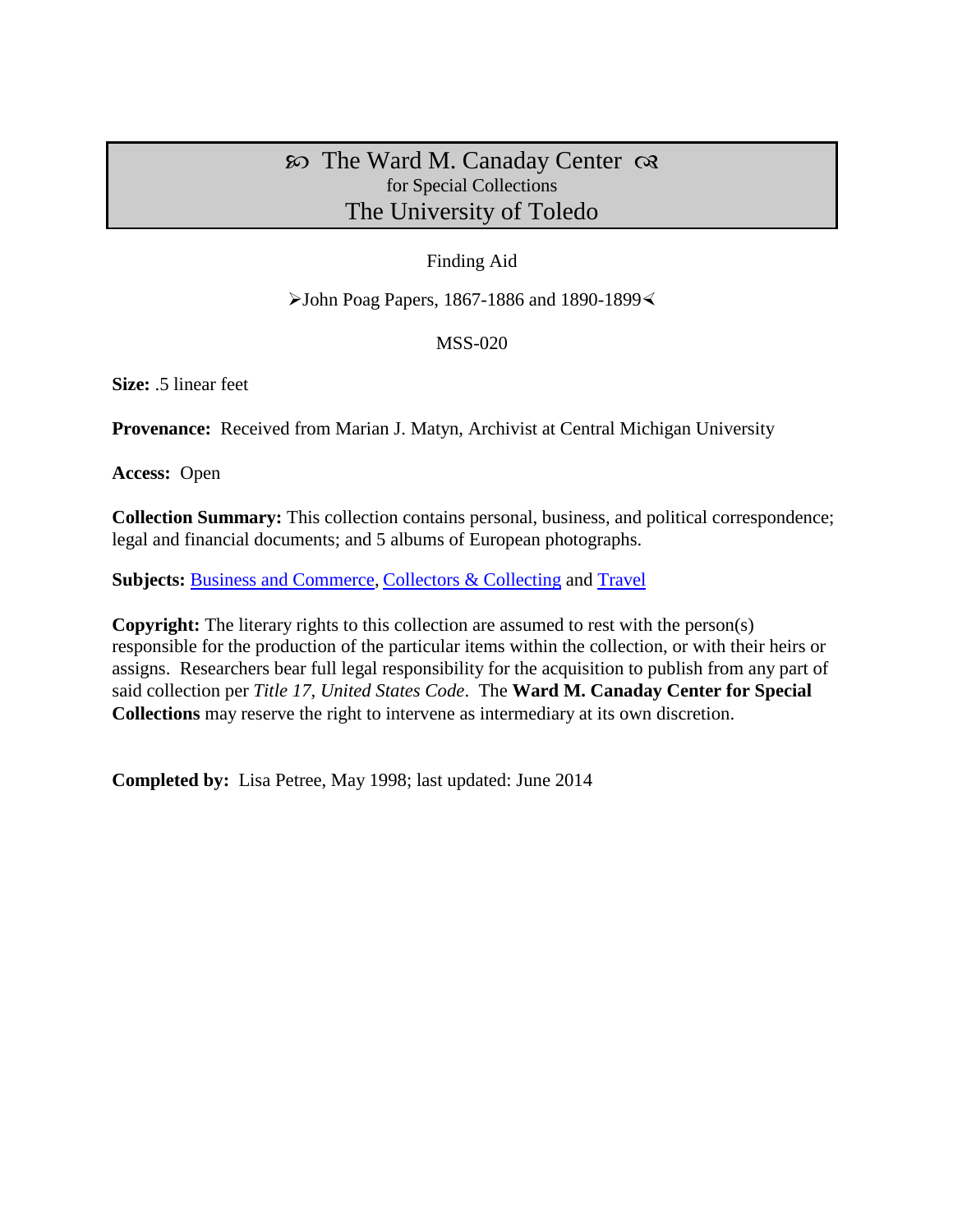# ꕥ The Ward M. Canaday Center ꕥ
for Special Collections
## The University of Toledo

Finding Aid

➢John Poag Papers, 1867-1886 and 1890-1899≺

MSS-020

**Size:** .5 linear feet

**Provenance:** Received from Marian J. Matyn, Archivist at Central Michigan University

**Access:** Open

**Collection Summary:** This collection contains personal, business, and political correspondence; legal and financial documents; and 5 albums of European photographs.

**Subjects:** Business and Commerce, Collectors & Collecting and Travel

**Copyright:** The literary rights to this collection are assumed to rest with the person(s) responsible for the production of the particular items within the collection, or with their heirs or assigns. Researchers bear full legal responsibility for the acquisition to publish from any part of said collection per *Title 17, United States Code*. The **Ward M. Canaday Center for Special Collections** may reserve the right to intervene as intermediary at its own discretion.

**Completed by:** Lisa Petree, May 1998; last updated: June 2014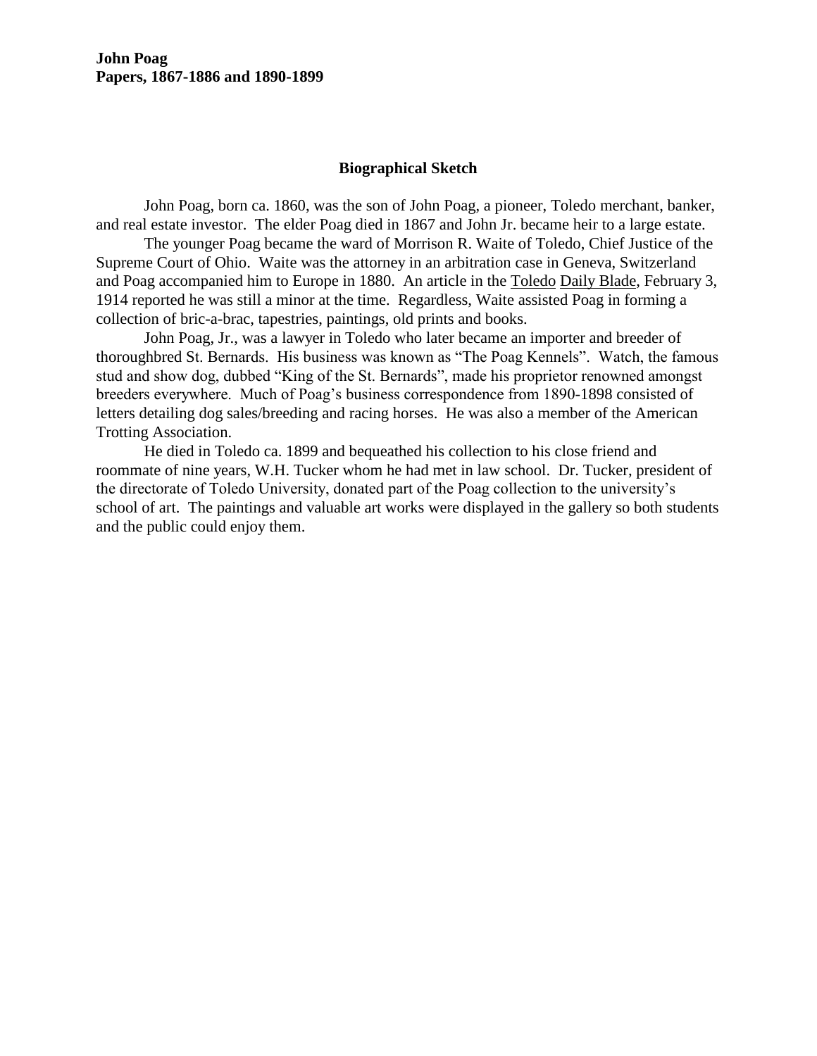**John Poag**
**Papers, 1867-1886 and 1890-1899**

## Biographical Sketch

John Poag, born ca. 1860, was the son of John Poag, a pioneer, Toledo merchant, banker, and real estate investor. The elder Poag died in 1867 and John Jr. became heir to a large estate.

The younger Poag became the ward of Morrison R. Waite of Toledo, Chief Justice of the Supreme Court of Ohio. Waite was the attorney in an arbitration case in Geneva, Switzerland and Poag accompanied him to Europe in 1880. An article in the Toledo Daily Blade, February 3, 1914 reported he was still a minor at the time. Regardless, Waite assisted Poag in forming a collection of bric-a-brac, tapestries, paintings, old prints and books.

John Poag, Jr., was a lawyer in Toledo who later became an importer and breeder of thoroughbred St. Bernards. His business was known as "The Poag Kennels". Watch, the famous stud and show dog, dubbed "King of the St. Bernards", made his proprietor renowned amongst breeders everywhere. Much of Poag's business correspondence from 1890-1898 consisted of letters detailing dog sales/breeding and racing horses. He was also a member of the American Trotting Association.

He died in Toledo ca. 1899 and bequeathed his collection to his close friend and roommate of nine years, W.H. Tucker whom he had met in law school. Dr. Tucker, president of the directorate of Toledo University, donated part of the Poag collection to the university's school of art. The paintings and valuable art works were displayed in the gallery so both students and the public could enjoy them.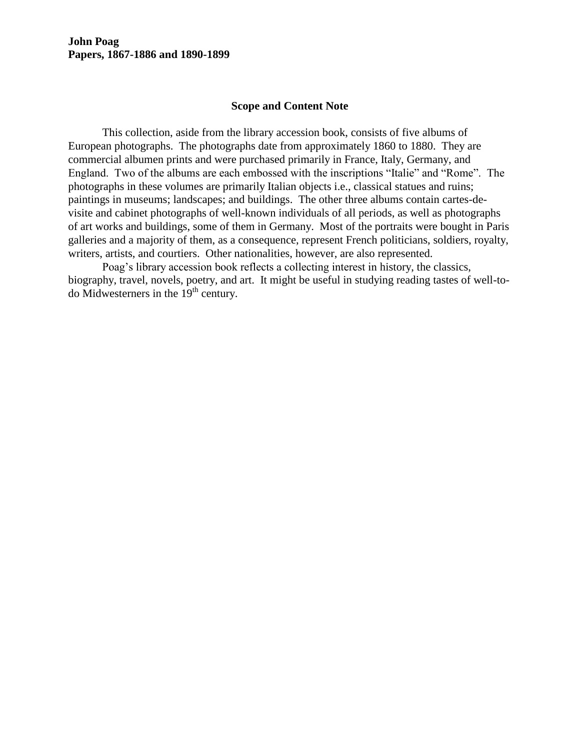**John Poag**
**Papers, 1867-1886 and 1890-1899**

## Scope and Content Note

This collection, aside from the library accession book, consists of five albums of European photographs. The photographs date from approximately 1860 to 1880. They are commercial albumen prints and were purchased primarily in France, Italy, Germany, and England. Two of the albums are each embossed with the inscriptions "Italie" and "Rome". The photographs in these volumes are primarily Italian objects i.e., classical statues and ruins; paintings in museums; landscapes; and buildings. The other three albums contain cartes-de-visite and cabinet photographs of well-known individuals of all periods, as well as photographs of art works and buildings, some of them in Germany. Most of the portraits were bought in Paris galleries and a majority of them, as a consequence, represent French politicians, soldiers, royalty, writers, artists, and courtiers. Other nationalities, however, are also represented.

Poag's library accession book reflects a collecting interest in history, the classics, biography, travel, novels, poetry, and art. It might be useful in studying reading tastes of well-to-do Midwesterners in the 19th century.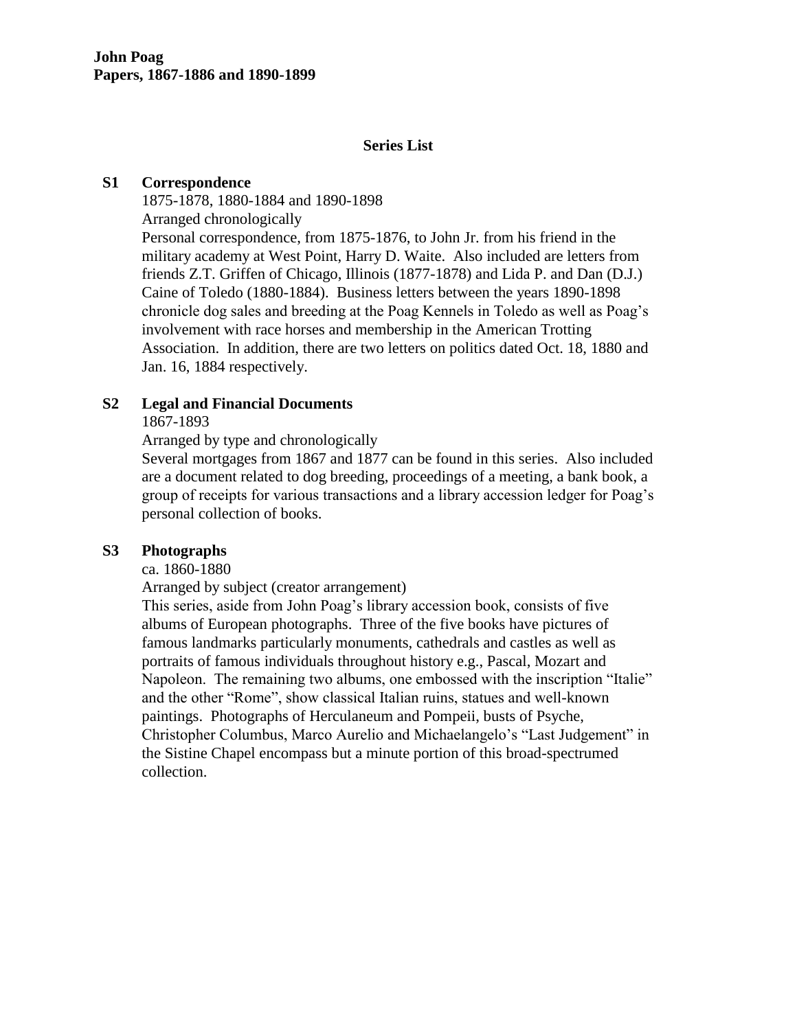**John Poag**
**Papers, 1867-1886 and 1890-1899**

## Series List

**S1 Correspondence**

1875-1878, 1880-1884 and 1890-1898

Arranged chronologically

Personal correspondence, from 1875-1876, to John Jr. from his friend in the military academy at West Point, Harry D. Waite. Also included are letters from friends Z.T. Griffen of Chicago, Illinois (1877-1878) and Lida P. and Dan (D.J.) Caine of Toledo (1880-1884). Business letters between the years 1890-1898 chronicle dog sales and breeding at the Poag Kennels in Toledo as well as Poag's involvement with race horses and membership in the American Trotting Association. In addition, there are two letters on politics dated Oct. 18, 1880 and Jan. 16, 1884 respectively.

**S2 Legal and Financial Documents**

1867-1893

Arranged by type and chronologically

Several mortgages from 1867 and 1877 can be found in this series. Also included are a document related to dog breeding, proceedings of a meeting, a bank book, a group of receipts for various transactions and a library accession ledger for Poag's personal collection of books.

**S3 Photographs**

ca. 1860-1880

Arranged by subject (creator arrangement)

This series, aside from John Poag's library accession book, consists of five albums of European photographs. Three of the five books have pictures of famous landmarks particularly monuments, cathedrals and castles as well as portraits of famous individuals throughout history e.g., Pascal, Mozart and Napoleon. The remaining two albums, one embossed with the inscription "Italie" and the other "Rome", show classical Italian ruins, statues and well-known paintings. Photographs of Herculaneum and Pompeii, busts of Psyche, Christopher Columbus, Marco Aurelio and Michaelangelo's "Last Judgement" in the Sistine Chapel encompass but a minute portion of this broad-spectrumed collection.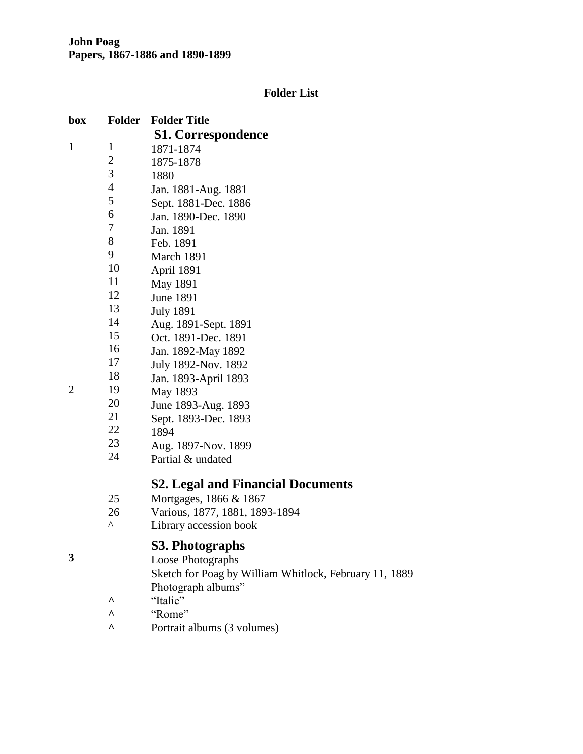**John Poag**
**Papers, 1867-1886 and 1890-1899**

**Folder List**

| box | Folder | Folder Title |
|---|---|---|
| | | **S1. Correspondence** |
| 1 | 1 | 1871-1874 |
| | 2 | 1875-1878 |
| | 3 | 1880 |
| | 4 | Jan. 1881-Aug. 1881 |
| | 5 | Sept. 1881-Dec. 1886 |
| | 6 | Jan. 1890-Dec. 1890 |
| | 7 | Jan. 1891 |
| | 8 | Feb. 1891 |
| | 9 | March 1891 |
| | 10 | April 1891 |
| | 11 | May 1891 |
| | 12 | June 1891 |
| | 13 | July 1891 |
| | 14 | Aug. 1891-Sept. 1891 |
| | 15 | Oct. 1891-Dec. 1891 |
| | 16 | Jan. 1892-May 1892 |
| | 17 | July 1892-Nov. 1892 |
| | 18 | Jan. 1893-April 1893 |
| 2 | 19 | May 1893 |
| | 20 | June 1893-Aug. 1893 |
| | 21 | Sept. 1893-Dec. 1893 |
| | 22 | 1894 |
| | 23 | Aug. 1897-Nov. 1899 |
| | 24 | Partial & undated |
| | | **S2. Legal and Financial Documents** |
| | 25 | Mortgages, 1866 & 1867 |
| | 26 | Various, 1877, 1881, 1893-1894 |
| | ^ | Library accession book |
| | | **S3. Photographs** |
| **3** | | Loose Photographs |
| | | Sketch for Poag by William Whitlock, February 11, 1889 |
| | | Photograph albums" |
| | ^ | "Italie" |
| | ^ | "Rome" |
| | ^ | Portrait albums (3 volumes) |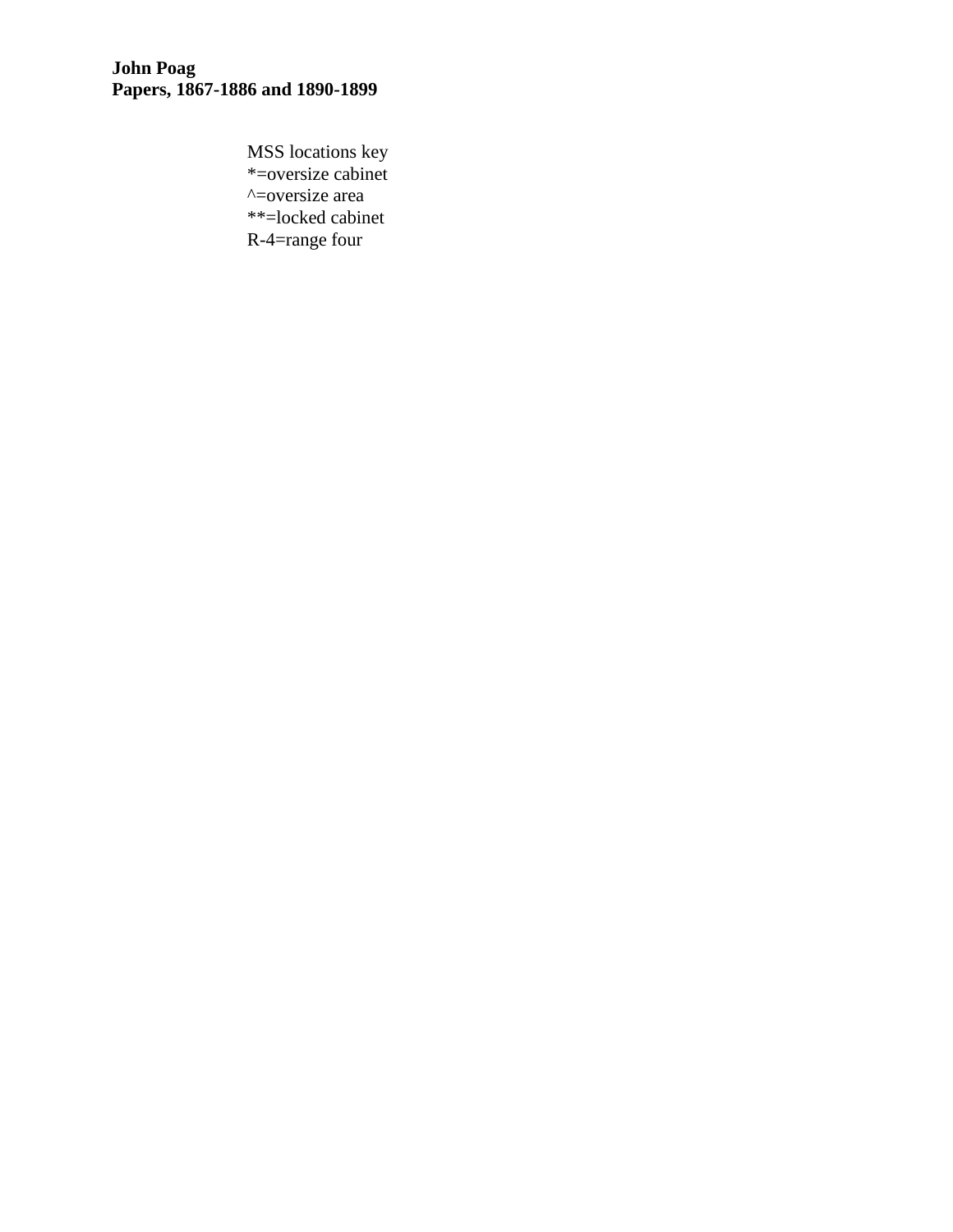**John Poag**
**Papers, 1867-1886 and 1890-1899**

MSS locations key
*=oversize cabinet
^=oversize area
**=locked cabinet
R-4=range four